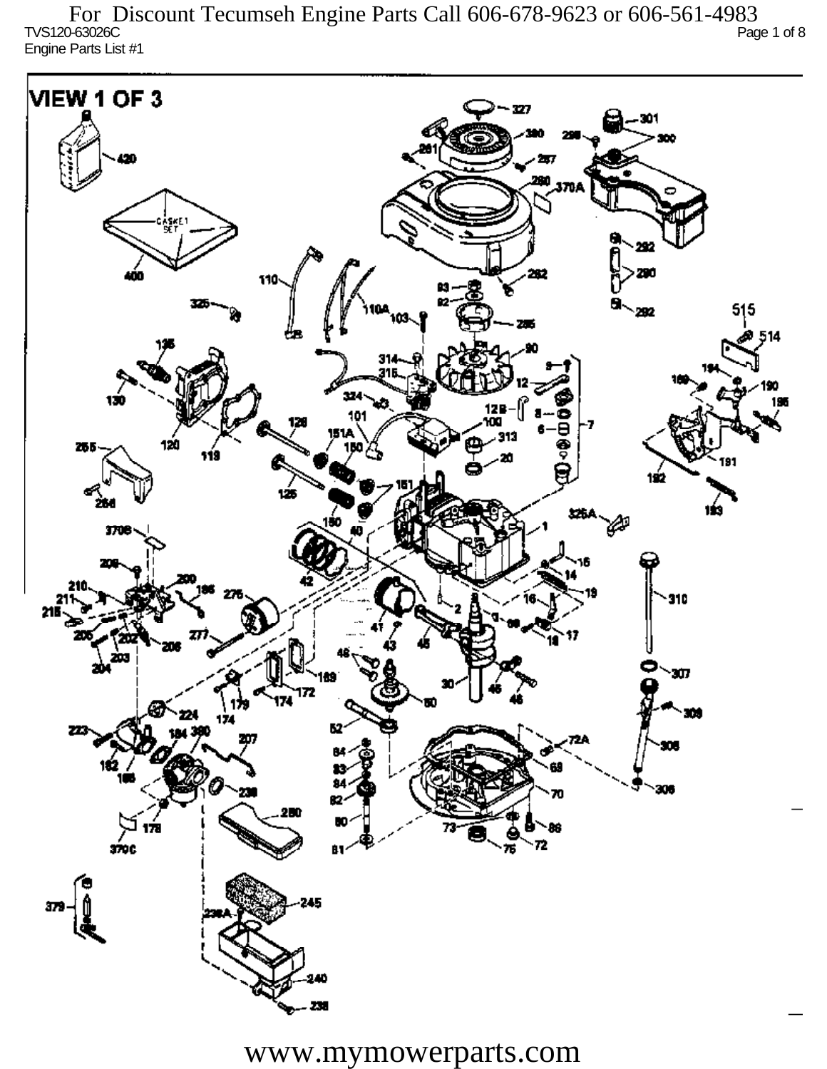For Discount Tecumseh Engine Parts Call 606-678-9623 or 606-561-4983

TVS120-63026C

Engine Parts List #1

VIEW 1 OF 3

www.mymowerparts.com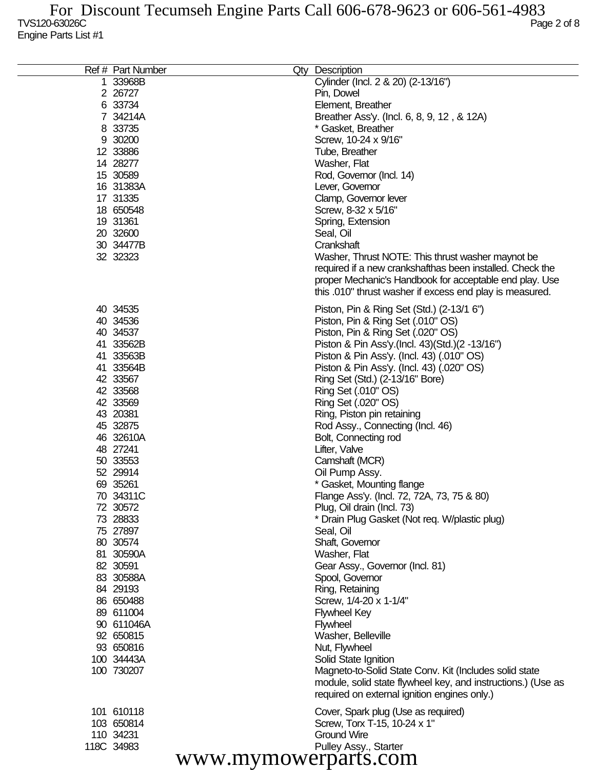For Discount Tecumseh Engine Parts Call 606-678-9623 or 606-561-4983

TVS120-63026C

Engine Parts List #1

| Ref # | Part Number | Qty | Description |
|---|---|---|---|
| 1 | 33968B | | Cylinder (Incl. 2 & 20) (2-13/16") |
| 2 | 26727 | | Pin, Dowel |
| 6 | 33734 | | Element, Breather |
| 7 | 34214A | | Breather Ass'y. (Incl. 6, 8, 9, 12 , & 12A) |
| 8 | 33735 | | * Gasket, Breather |
| 9 | 30200 | | Screw, 10-24 x 9/16" |
| 12 | 33886 | | Tube, Breather |
| 14 | 28277 | | Washer, Flat |
| 15 | 30589 | | Rod, Governor (Incl. 14) |
| 16 | 31383A | | Lever, Governor |
| 17 | 31335 | | Clamp, Governor lever |
| 18 | 650548 | | Screw, 8-32 x 5/16" |
| 19 | 31361 | | Spring, Extension |
| 20 | 32600 | | Seal, Oil |
| 30 | 34477B | | Crankshaft |
| 32 | 32323 | | Washer, Thrust NOTE: This thrust washer maynot be required if a new crankshafthas been installed. Check the proper Mechanic's Handbook for acceptable end play. Use this .010" thrust washer if excess end play is measured. |
| 40 | 34535 | | Piston, Pin & Ring Set (Std.) (2-13/1 6") |
| 40 | 34536 | | Piston, Pin & Ring Set (.010" OS) |
| 40 | 34537 | | Piston, Pin & Ring Set (.020" OS) |
| 41 | 33562B | | Piston & Pin Ass'y.(Incl. 43)(Std.)(2 -13/16") |
| 41 | 33563B | | Piston & Pin Ass'y. (Incl. 43) (.010" OS) |
| 41 | 33564B | | Piston & Pin Ass'y. (Incl. 43) (.020" OS) |
| 42 | 33567 | | Ring Set (Std.) (2-13/16" Bore) |
| 42 | 33568 | | Ring Set (.010" OS) |
| 42 | 33569 | | Ring Set (.020" OS) |
| 43 | 20381 | | Ring, Piston pin retaining |
| 45 | 32875 | | Rod Assy., Connecting (Incl. 46) |
| 46 | 32610A | | Bolt, Connecting rod |
| 48 | 27241 | | Lifter, Valve |
| 50 | 33553 | | Camshaft (MCR) |
| 52 | 29914 | | Oil Pump Assy. |
| 69 | 35261 | | * Gasket, Mounting flange |
| 70 | 34311C | | Flange Ass'y. (Incl. 72, 72A, 73, 75 & 80) |
| 72 | 30572 | | Plug, Oil drain (Incl. 73) |
| 73 | 28833 | | * Drain Plug Gasket (Not req. W/plastic plug) |
| 75 | 27897 | | Seal, Oil |
| 80 | 30574 | | Shaft, Governor |
| 81 | 30590A | | Washer, Flat |
| 82 | 30591 | | Gear Assy., Governor (Incl. 81) |
| 83 | 30588A | | Spool, Governor |
| 84 | 29193 | | Ring, Retaining |
| 86 | 650488 | | Screw, 1/4-20 x 1-1/4" |
| 89 | 611004 | | Flywheel Key |
| 90 | 611046A | | Flywheel |
| 92 | 650815 | | Washer, Belleville |
| 93 | 650816 | | Nut, Flywheel |
| 100 | 34443A | | Solid State Ignition |
| 100 | 730207 | | Magneto-to-Solid State Conv. Kit (Includes solid state module, solid state flywheel key, and instructions.) (Use as required on external ignition engines only.) |
| 101 | 610118 | | Cover, Spark plug (Use as required) |
| 103 | 650814 | | Screw, Torx T-15, 10-24 x 1" |
| 110 | 34231 | | Ground Wire |
| 118C | 34983 | | Pulley Assy., Starter |

www.mymowerparts.com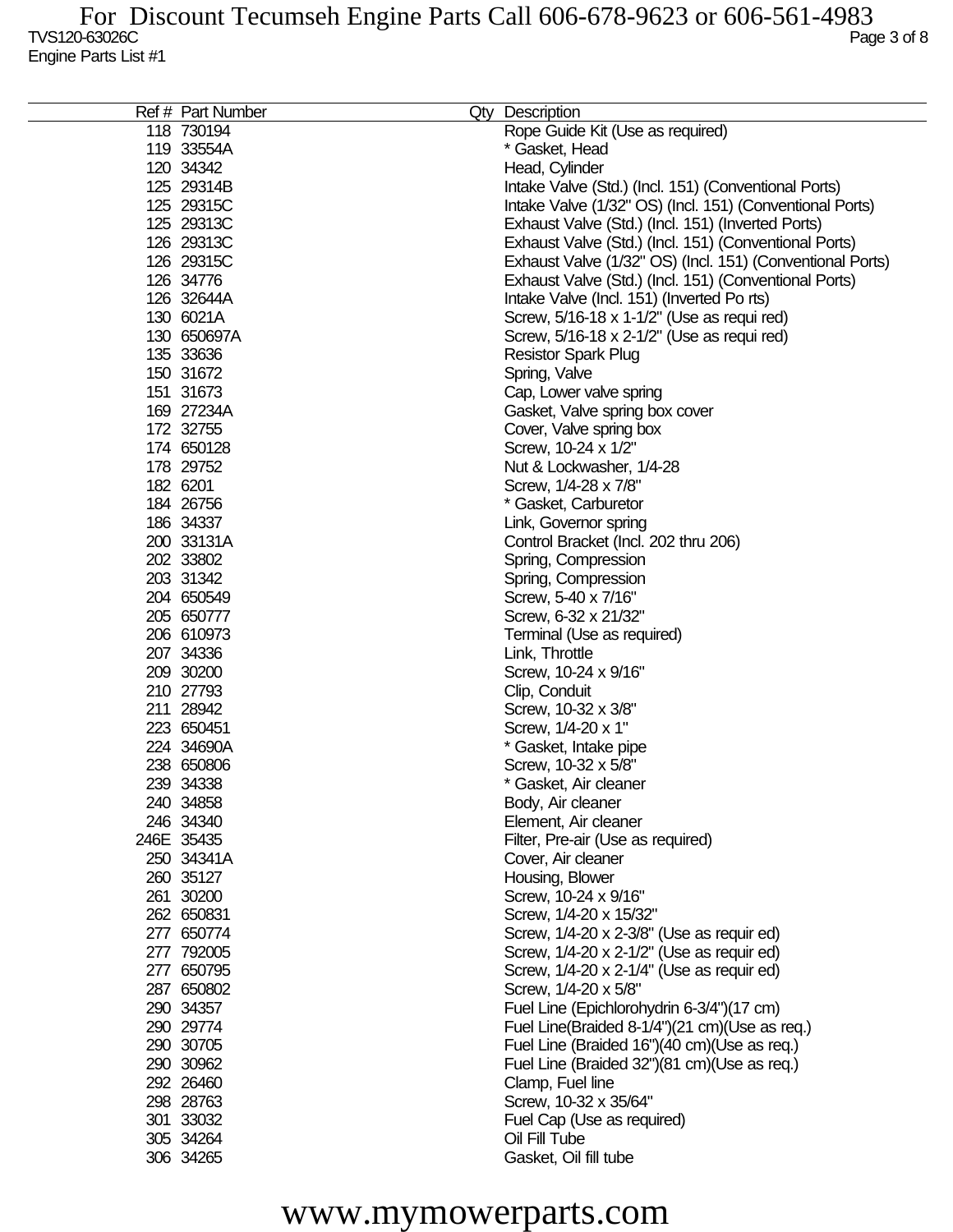| Ref # | Part Number | Qty | Description |
|---|---|---|---|
| 118 | 730194 | | Rope Guide Kit (Use as required) |
| 119 | 33554A | | * Gasket, Head |
| 120 | 34342 | | Head, Cylinder |
| 125 | 29314B | | Intake Valve (Std.) (Incl. 151) (Conventional Ports) |
| 125 | 29315C | | Intake Valve (1/32" OS) (Incl. 151) (Conventional Ports) |
| 125 | 29313C | | Exhaust Valve (Std.) (Incl. 151) (Inverted Ports) |
| 126 | 29313C | | Exhaust Valve (Std.) (Incl. 151) (Conventional Ports) |
| 126 | 29315C | | Exhaust Valve (1/32" OS) (Incl. 151) (Conventional Ports) |
| 126 | 34776 | | Exhaust Valve (Std.) (Incl. 151) (Conventional Ports) |
| 126 | 32644A | | Intake Valve (Incl. 151) (Inverted Po rts) |
| 130 | 6021A | | Screw, 5/16-18 x 1-1/2" (Use as requi red) |
| 130 | 650697A | | Screw, 5/16-18 x 2-1/2" (Use as requi red) |
| 135 | 33636 | | Resistor Spark Plug |
| 150 | 31672 | | Spring, Valve |
| 151 | 31673 | | Cap, Lower valve spring |
| 169 | 27234A | | Gasket, Valve spring box cover |
| 172 | 32755 | | Cover, Valve spring box |
| 174 | 650128 | | Screw, 10-24 x 1/2" |
| 178 | 29752 | | Nut & Lockwasher, 1/4-28 |
| 182 | 6201 | | Screw, 1/4-28 x 7/8" |
| 184 | 26756 | | * Gasket, Carburetor |
| 186 | 34337 | | Link, Governor spring |
| 200 | 33131A | | Control Bracket (Incl. 202 thru 206) |
| 202 | 33802 | | Spring, Compression |
| 203 | 31342 | | Spring, Compression |
| 204 | 650549 | | Screw, 5-40 x 7/16" |
| 205 | 650777 | | Screw, 6-32 x 21/32" |
| 206 | 610973 | | Terminal (Use as required) |
| 207 | 34336 | | Link, Throttle |
| 209 | 30200 | | Screw, 10-24 x 9/16" |
| 210 | 27793 | | Clip, Conduit |
| 211 | 28942 | | Screw, 10-32 x 3/8" |
| 223 | 650451 | | Screw, 1/4-20 x 1" |
| 224 | 34690A | | * Gasket, Intake pipe |
| 238 | 650806 | | Screw, 10-32 x 5/8" |
| 239 | 34338 | | * Gasket, Air cleaner |
| 240 | 34858 | | Body, Air cleaner |
| 246 | 34340 | | Element, Air cleaner |
| 246E | 35435 | | Filter, Pre-air (Use as required) |
| 250 | 34341A | | Cover, Air cleaner |
| 260 | 35127 | | Housing, Blower |
| 261 | 30200 | | Screw, 10-24 x 9/16" |
| 262 | 650831 | | Screw, 1/4-20 x 15/32" |
| 277 | 650774 | | Screw, 1/4-20 x 2-3/8" (Use as requir ed) |
| 277 | 792005 | | Screw, 1/4-20 x 2-1/2" (Use as requir ed) |
| 277 | 650795 | | Screw, 1/4-20 x 2-1/4" (Use as requir ed) |
| 287 | 650802 | | Screw, 1/4-20 x 5/8" |
| 290 | 34357 | | Fuel Line (Epichlorohydrin 6-3/4")(17 cm) |
| 290 | 29774 | | Fuel Line(Braided 8-1/4")(21 cm)(Use as req.) |
| 290 | 30705 | | Fuel Line (Braided 16")(40 cm)(Use as req.) |
| 290 | 30962 | | Fuel Line (Braided 32")(81 cm)(Use as req.) |
| 292 | 26460 | | Clamp, Fuel line |
| 298 | 28763 | | Screw, 10-32 x 35/64" |
| 301 | 33032 | | Fuel Cap (Use as required) |
| 305 | 34264 | | Oil Fill Tube |
| 306 | 34265 | | Gasket, Oil fill tube |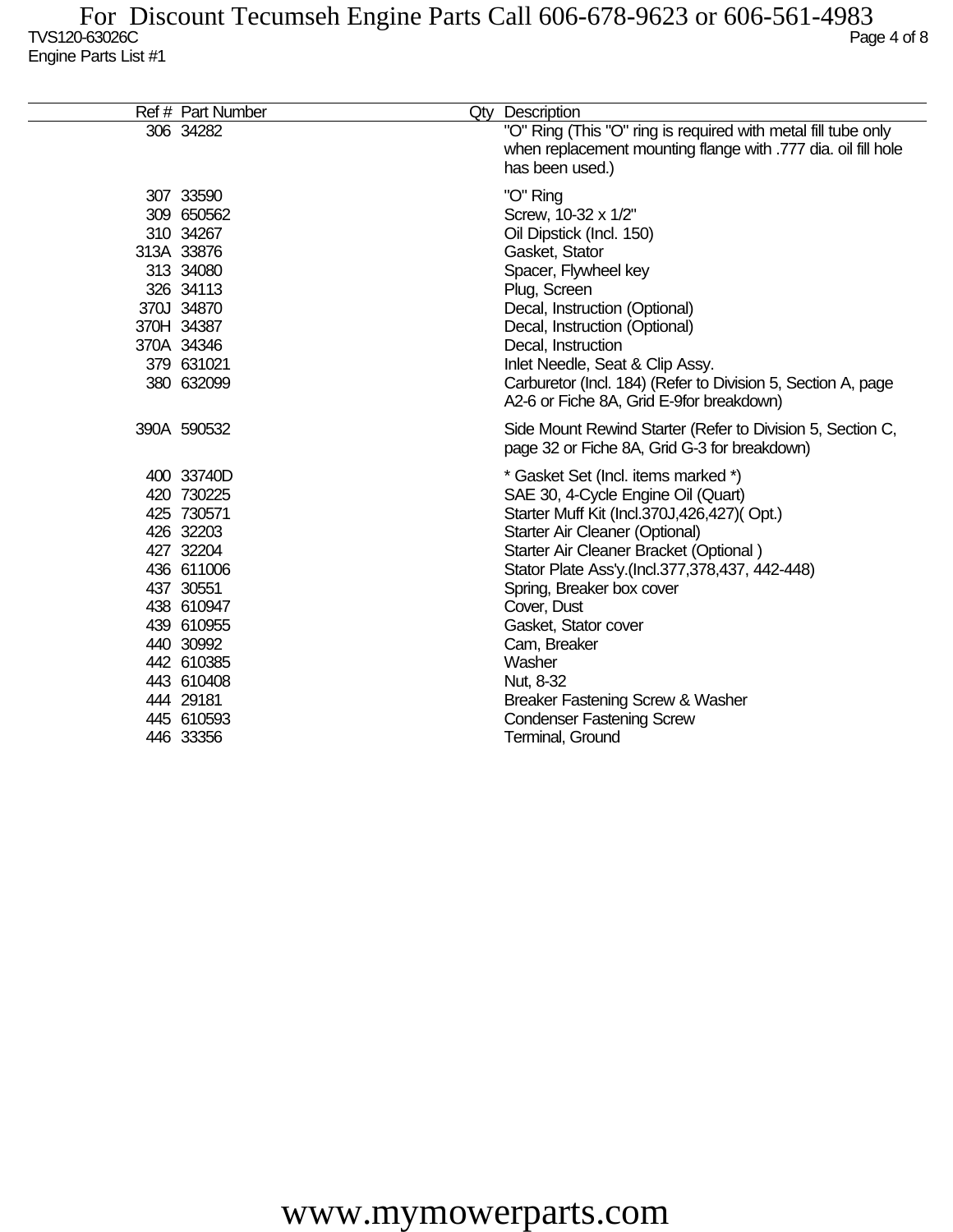| Ref # | Part Number | Qty | Description |
|---|---|---|---|
| 306 | 34282 | | "O" Ring (This "O" ring is required with metal fill tube only when replacement mounting flange with .777 dia. oil fill hole has been used.) |
| 307 | 33590 | | "O" Ring |
| 309 | 650562 | | Screw, 10-32 x 1/2" |
| 310 | 34267 | | Oil Dipstick (Incl. 150) |
| 313A | 33876 | | Gasket, Stator |
| 313 | 34080 | | Spacer, Flywheel key |
| 326 | 34113 | | Plug, Screen |
| 370J | 34870 | | Decal, Instruction (Optional) |
| 370H | 34387 | | Decal, Instruction (Optional) |
| 370A | 34346 | | Decal, Instruction |
| 379 | 631021 | | Inlet Needle, Seat & Clip Assy. |
| 380 | 632099 | | Carburetor (Incl. 184) (Refer to Division 5, Section A, page A2-6 or Fiche 8A, Grid E-9for breakdown) |
| 390A | 590532 | | Side Mount Rewind Starter (Refer to Division 5, Section C, page 32 or Fiche 8A, Grid G-3 for breakdown) |
| 400 | 33740D | | * Gasket Set (Incl. items marked *) |
| 420 | 730225 | | SAE 30, 4-Cycle Engine Oil (Quart) |
| 425 | 730571 | | Starter Muff Kit (Incl.370J,426,427)( Opt.) |
| 426 | 32203 | | Starter Air Cleaner (Optional) |
| 427 | 32204 | | Starter Air Cleaner Bracket (Optional ) |
| 436 | 611006 | | Stator Plate Ass'y.(Incl.377,378,437, 442-448) |
| 437 | 30551 | | Spring, Breaker box cover |
| 438 | 610947 | | Cover, Dust |
| 439 | 610955 | | Gasket, Stator cover |
| 440 | 30992 | | Cam, Breaker |
| 442 | 610385 | | Washer |
| 443 | 610408 | | Nut, 8-32 |
| 444 | 29181 | | Breaker Fastening Screw & Washer |
| 445 | 610593 | | Condenser Fastening Screw |
| 446 | 33356 | | Terminal, Ground |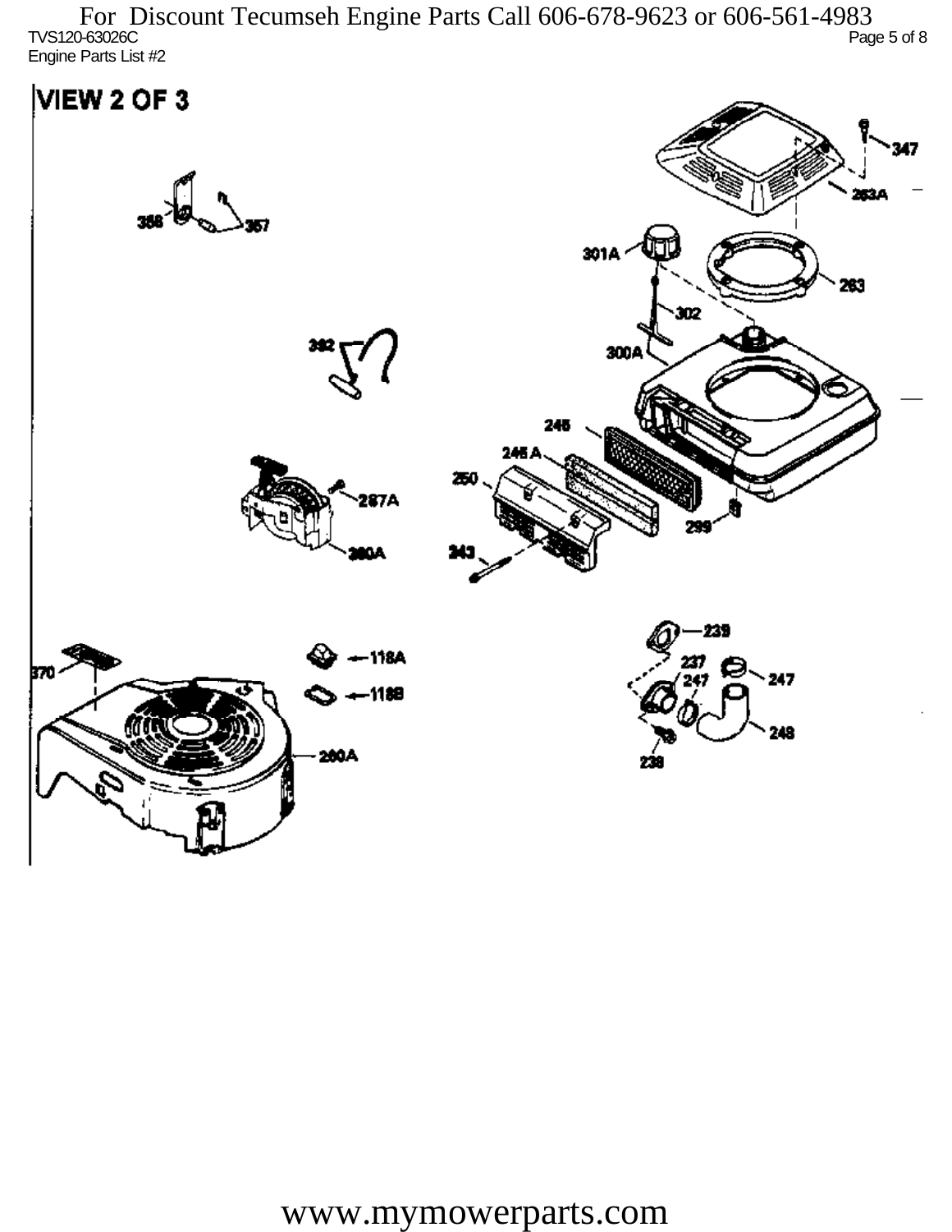# VIEW 2 OF 3

358
357
392
301A
302
300A
263A
347
263
245
245 A
250
287A
260A
243
299
239
237
247
247
248
238
370
118A
118B
260A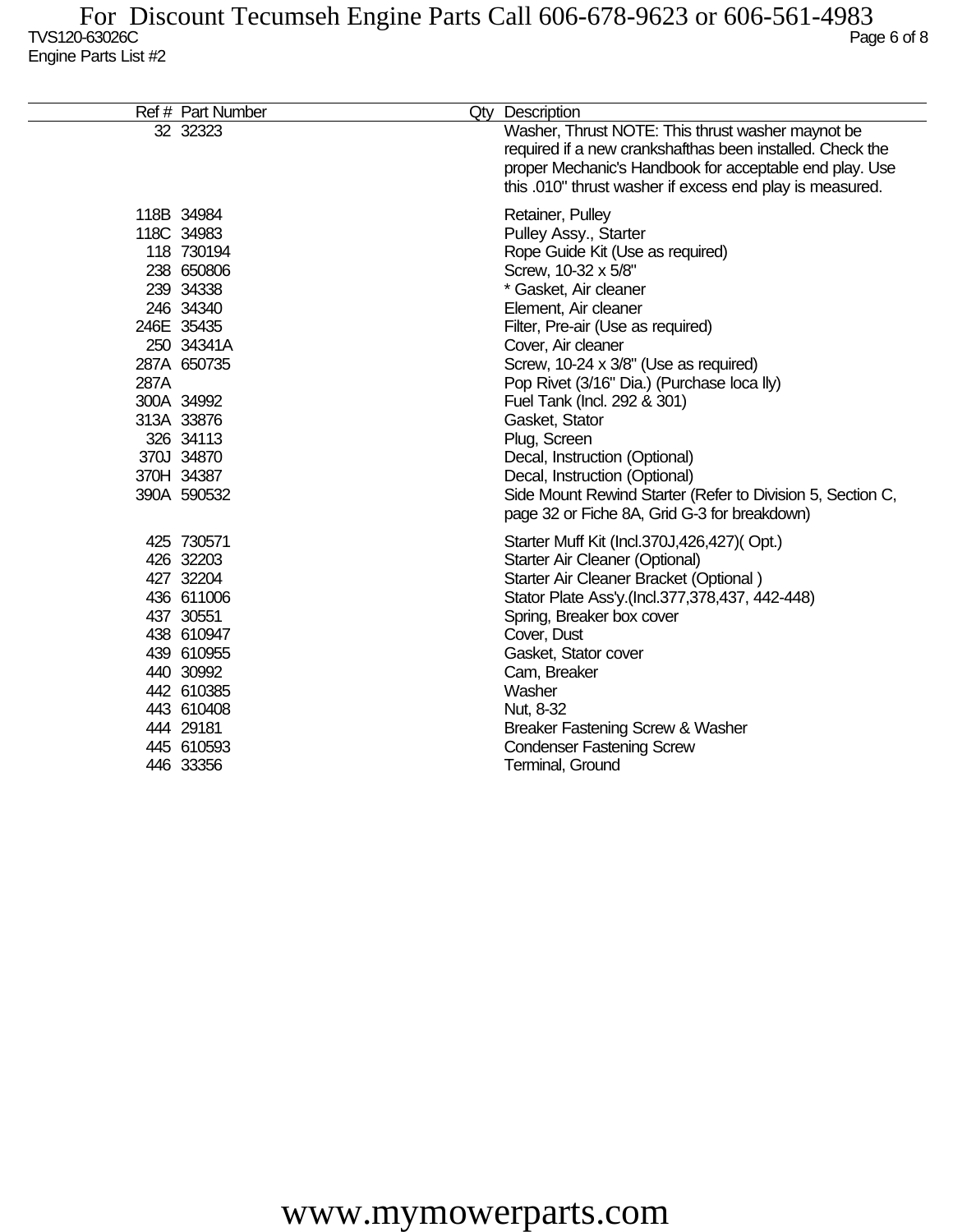For Discount Tecumseh Engine Parts Call 606-678-9623 or 606-561-4983

TVS120-63026C

Engine Parts List #2

| Ref # | Part Number | Qty | Description |
|---|---|---|---|
| 32 | 32323 | | Washer, Thrust NOTE: This thrust washer maynot be required if a new crankshafthas been installed. Check the proper Mechanic's Handbook for acceptable end play. Use this .010" thrust washer if excess end play is measured. |
| 118B | 34984 | | Retainer, Pulley |
| 118C | 34983 | | Pulley Assy., Starter |
| 118 | 730194 | | Rope Guide Kit (Use as required) |
| 238 | 650806 | | Screw, 10-32 x 5/8" |
| 239 | 34338 | | * Gasket, Air cleaner |
| 246 | 34340 | | Element, Air cleaner |
| 246E | 35435 | | Filter, Pre-air (Use as required) |
| 250 | 34341A | | Cover, Air cleaner |
| 287A | 650735 | | Screw, 10-24 x 3/8" (Use as required) |
| 287A | | | Pop Rivet (3/16" Dia.) (Purchase loca lly) |
| 300A | 34992 | | Fuel Tank (Incl. 292 & 301) |
| 313A | 33876 | | Gasket, Stator |
| 326 | 34113 | | Plug, Screen |
| 370J | 34870 | | Decal, Instruction (Optional) |
| 370H | 34387 | | Decal, Instruction (Optional) |
| 390A | 590532 | | Side Mount Rewind Starter (Refer to Division 5, Section C, page 32 or Fiche 8A, Grid G-3 for breakdown) |
| 425 | 730571 | | Starter Muff Kit (Incl.370J,426,427)( Opt.) |
| 426 | 32203 | | Starter Air Cleaner (Optional) |
| 427 | 32204 | | Starter Air Cleaner Bracket (Optional ) |
| 436 | 611006 | | Stator Plate Ass'y.(Incl.377,378,437, 442-448) |
| 437 | 30551 | | Spring, Breaker box cover |
| 438 | 610947 | | Cover, Dust |
| 439 | 610955 | | Gasket, Stator cover |
| 440 | 30992 | | Cam, Breaker |
| 442 | 610385 | | Washer |
| 443 | 610408 | | Nut, 8-32 |
| 444 | 29181 | | Breaker Fastening Screw & Washer |
| 445 | 610593 | | Condenser Fastening Screw |
| 446 | 33356 | | Terminal, Ground |

www.mymowerparts.com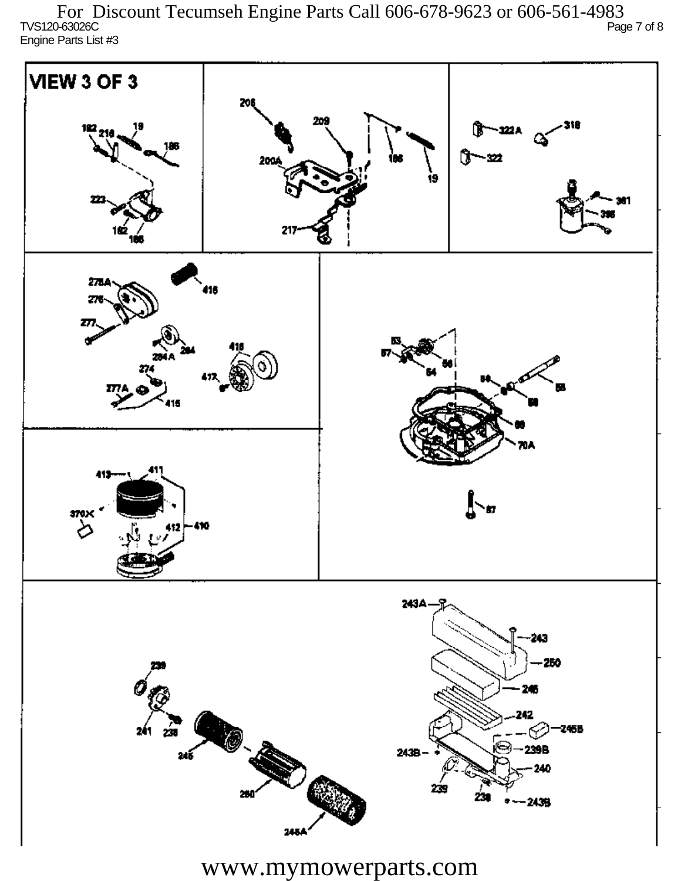For Discount Tecumseh Engine Parts Call 606-678-9623 or 606-561-4983

TVS120-63026C

Engine Parts List #3

VIEW 3 OF 3

182 218 19 186 223 182 186

206 209 200A 186 19 217

322A 318 322 361 395

278A 416 276 277 284 284A 274 418 417 277A 415

413 411 370X 412 410

53 57 54 56 59 58 58 69 70A 87

243A 243 250 246 242 245B 243B 239B 240 239 238 243B

239 241 238 245 260 245A

www.mymowerparts.com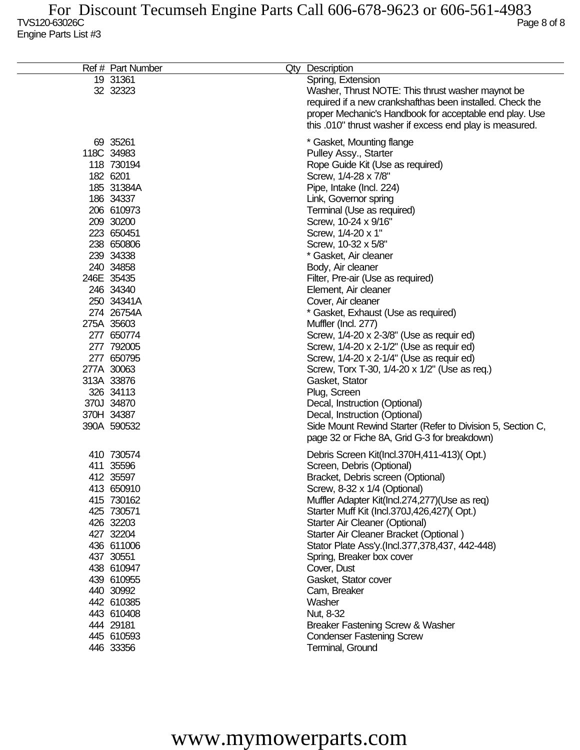| Ref # | Part Number | Qty | Description |
|---|---|---|---|
| 19 | 31361 | | Spring, Extension |
| 32 | 32323 | | Washer, Thrust NOTE: This thrust washer maynot be required if a new crankshafthas been installed. Check the proper Mechanic's Handbook for acceptable end play. Use this .010" thrust washer if excess end play is measured. |
| 69 | 35261 | | * Gasket, Mounting flange |
| 118C | 34983 | | Pulley Assy., Starter |
| 118 | 730194 | | Rope Guide Kit (Use as required) |
| 182 | 6201 | | Screw, 1/4-28 x 7/8" |
| 185 | 31384A | | Pipe, Intake (Incl. 224) |
| 186 | 34337 | | Link, Governor spring |
| 206 | 610973 | | Terminal (Use as required) |
| 209 | 30200 | | Screw, 10-24 x 9/16" |
| 223 | 650451 | | Screw, 1/4-20 x 1" |
| 238 | 650806 | | Screw, 10-32 x 5/8" |
| 239 | 34338 | | * Gasket, Air cleaner |
| 240 | 34858 | | Body, Air cleaner |
| 246E | 35435 | | Filter, Pre-air (Use as required) |
| 246 | 34340 | | Element, Air cleaner |
| 250 | 34341A | | Cover, Air cleaner |
| 274 | 26754A | | * Gasket, Exhaust (Use as required) |
| 275A | 35603 | | Muffler (Incl. 277) |
| 277 | 650774 | | Screw, 1/4-20 x 2-3/8" (Use as requir ed) |
| 277 | 792005 | | Screw, 1/4-20 x 2-1/2" (Use as requir ed) |
| 277 | 650795 | | Screw, 1/4-20 x 2-1/4" (Use as requir ed) |
| 277A | 30063 | | Screw, Torx T-30, 1/4-20 x 1/2" (Use as req.) |
| 313A | 33876 | | Gasket, Stator |
| 326 | 34113 | | Plug, Screen |
| 370J | 34870 | | Decal, Instruction (Optional) |
| 370H | 34387 | | Decal, Instruction (Optional) |
| 390A | 590532 | | Side Mount Rewind Starter (Refer to Division 5, Section C, page 32 or Fiche 8A, Grid G-3 for breakdown) |
| 410 | 730574 | | Debris Screen Kit(Incl.370H,411-413)( Opt.) |
| 411 | 35596 | | Screen, Debris (Optional) |
| 412 | 35597 | | Bracket, Debris screen (Optional) |
| 413 | 650910 | | Screw, 8-32 x 1/4 (Optional) |
| 415 | 730162 | | Muffler Adapter Kit(Incl.274,277)(Use as req) |
| 425 | 730571 | | Starter Muff Kit (Incl.370J,426,427)( Opt.) |
| 426 | 32203 | | Starter Air Cleaner (Optional) |
| 427 | 32204 | | Starter Air Cleaner Bracket (Optional ) |
| 436 | 611006 | | Stator Plate Ass'y.(Incl.377,378,437, 442-448) |
| 437 | 30551 | | Spring, Breaker box cover |
| 438 | 610947 | | Cover, Dust |
| 439 | 610955 | | Gasket, Stator cover |
| 440 | 30992 | | Cam, Breaker |
| 442 | 610385 | | Washer |
| 443 | 610408 | | Nut, 8-32 |
| 444 | 29181 | | Breaker Fastening Screw & Washer |
| 445 | 610593 | | Condenser Fastening Screw |
| 446 | 33356 | | Terminal, Ground |